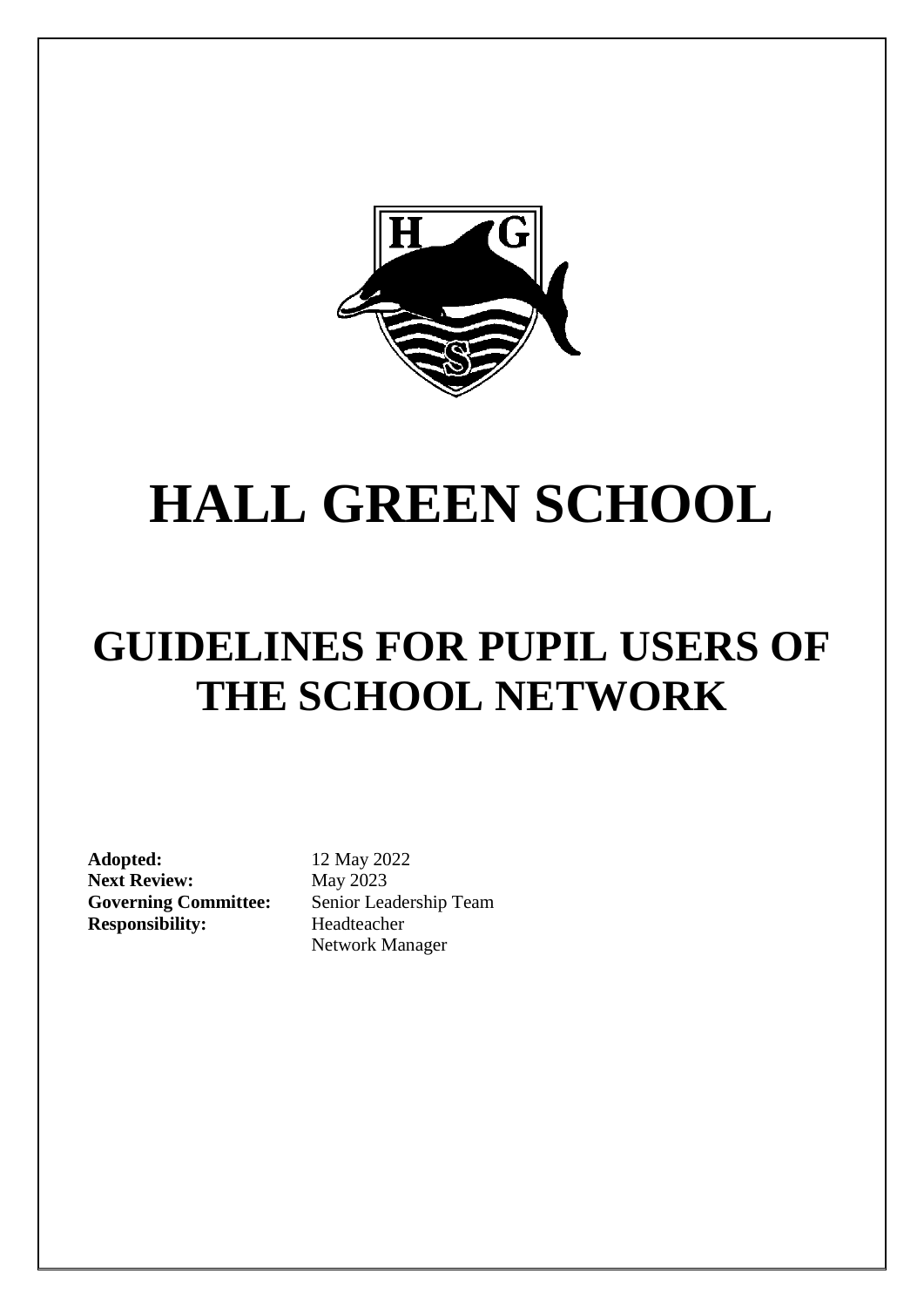# HALL GREEN SCHOOL

## GUIDELINES FOR PUPIL USERS OF THE SCHOOL NETWORK

**Adopted:** 12 May 2022
**Next Review:** May 2023
**Governing Committee:** Senior Leadership Team
**Responsibility:** Headteacher
Network Manager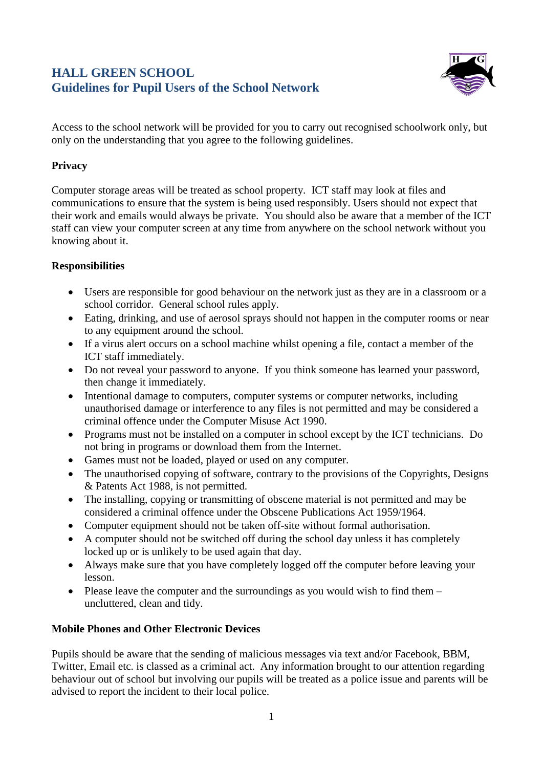# HALL GREEN SCHOOL
## Guidelines for Pupil Users of the School Network

Access to the school network will be provided for you to carry out recognised schoolwork only, but only on the understanding that you agree to the following guidelines.

**Privacy**

Computer storage areas will be treated as school property. ICT staff may look at files and communications to ensure that the system is being used responsibly. Users should not expect that their work and emails would always be private. You should also be aware that a member of the ICT staff can view your computer screen at any time from anywhere on the school network without you knowing about it.

**Responsibilities**

- Users are responsible for good behaviour on the network just as they are in a classroom or a school corridor. General school rules apply.
- Eating, drinking, and use of aerosol sprays should not happen in the computer rooms or near to any equipment around the school.
- If a virus alert occurs on a school machine whilst opening a file, contact a member of the ICT staff immediately.
- Do not reveal your password to anyone. If you think someone has learned your password, then change it immediately.
- Intentional damage to computers, computer systems or computer networks, including unauthorised damage or interference to any files is not permitted and may be considered a criminal offence under the Computer Misuse Act 1990.
- Programs must not be installed on a computer in school except by the ICT technicians. Do not bring in programs or download them from the Internet.
- Games must not be loaded, played or used on any computer.
- The unauthorised copying of software, contrary to the provisions of the Copyrights, Designs & Patents Act 1988, is not permitted.
- The installing, copying or transmitting of obscene material is not permitted and may be considered a criminal offence under the Obscene Publications Act 1959/1964.
- Computer equipment should not be taken off-site without formal authorisation.
- A computer should not be switched off during the school day unless it has completely locked up or is unlikely to be used again that day.
- Always make sure that you have completely logged off the computer before leaving your lesson.
- Please leave the computer and the surroundings as you would wish to find them – uncluttered, clean and tidy.

**Mobile Phones and Other Electronic Devices**

Pupils should be aware that the sending of malicious messages via text and/or Facebook, BBM, Twitter, Email etc. is classed as a criminal act. Any information brought to our attention regarding behaviour out of school but involving our pupils will be treated as a police issue and parents will be advised to report the incident to their local police.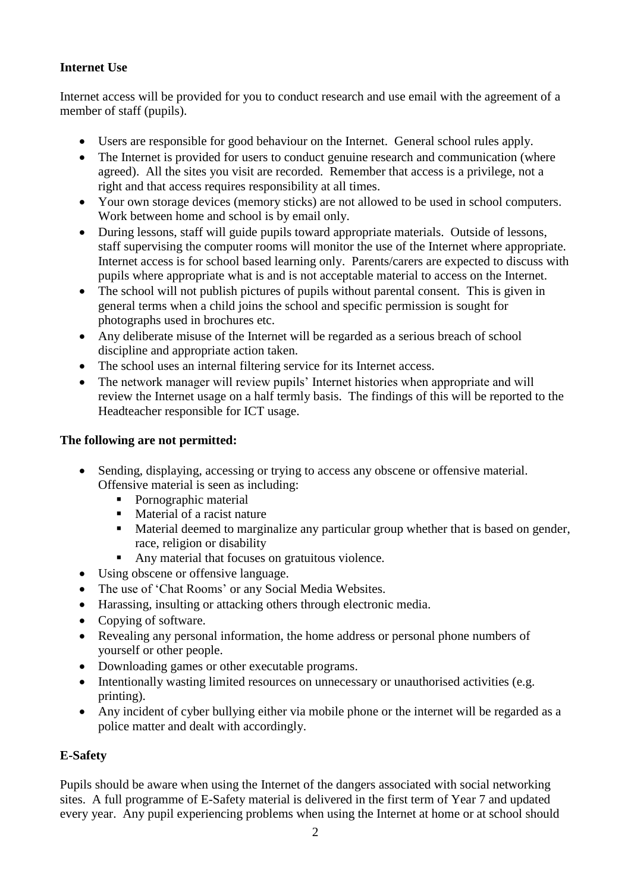**Internet Use**

Internet access will be provided for you to conduct research and use email with the agreement of a member of staff (pupils).

- Users are responsible for good behaviour on the Internet. General school rules apply.
- The Internet is provided for users to conduct genuine research and communication (where agreed). All the sites you visit are recorded. Remember that access is a privilege, not a right and that access requires responsibility at all times.
- Your own storage devices (memory sticks) are not allowed to be used in school computers. Work between home and school is by email only.
- During lessons, staff will guide pupils toward appropriate materials. Outside of lessons, staff supervising the computer rooms will monitor the use of the Internet where appropriate. Internet access is for school based learning only. Parents/carers are expected to discuss with pupils where appropriate what is and is not acceptable material to access on the Internet.
- The school will not publish pictures of pupils without parental consent. This is given in general terms when a child joins the school and specific permission is sought for photographs used in brochures etc.
- Any deliberate misuse of the Internet will be regarded as a serious breach of school discipline and appropriate action taken.
- The school uses an internal filtering service for its Internet access.
- The network manager will review pupils' Internet histories when appropriate and will review the Internet usage on a half termly basis. The findings of this will be reported to the Headteacher responsible for ICT usage.

**The following are not permitted:**

- Sending, displaying, accessing or trying to access any obscene or offensive material. Offensive material is seen as including:
  - Pornographic material
  - Material of a racist nature
  - Material deemed to marginalize any particular group whether that is based on gender, race, religion or disability
  - Any material that focuses on gratuitous violence.
- Using obscene or offensive language.
- The use of 'Chat Rooms' or any Social Media Websites.
- Harassing, insulting or attacking others through electronic media.
- Copying of software.
- Revealing any personal information, the home address or personal phone numbers of yourself or other people.
- Downloading games or other executable programs.
- Intentionally wasting limited resources on unnecessary or unauthorised activities (e.g. printing).
- Any incident of cyber bullying either via mobile phone or the internet will be regarded as a police matter and dealt with accordingly.

**E-Safety**

Pupils should be aware when using the Internet of the dangers associated with social networking sites. A full programme of E-Safety material is delivered in the first term of Year 7 and updated every year. Any pupil experiencing problems when using the Internet at home or at school should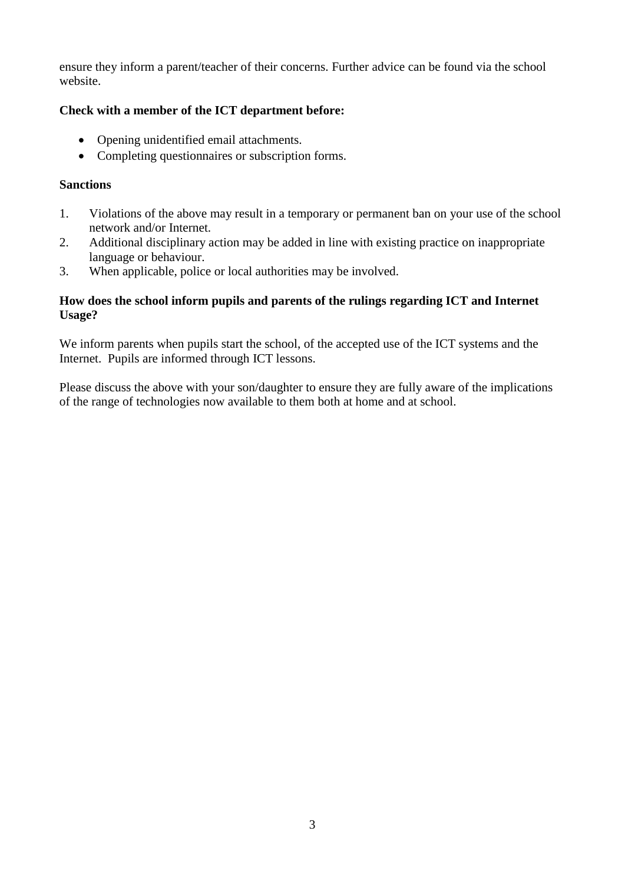ensure they inform a parent/teacher of their concerns. Further advice can be found via the school website.

**Check with a member of the ICT department before:**

- Opening unidentified email attachments.
- Completing questionnaires or subscription forms.

**Sanctions**

1. Violations of the above may result in a temporary or permanent ban on your use of the school network and/or Internet.
2. Additional disciplinary action may be added in line with existing practice on inappropriate language or behaviour.
3. When applicable, police or local authorities may be involved.

**How does the school inform pupils and parents of the rulings regarding ICT and Internet Usage?**

We inform parents when pupils start the school, of the accepted use of the ICT systems and the Internet. Pupils are informed through ICT lessons.

Please discuss the above with your son/daughter to ensure they are fully aware of the implications of the range of technologies now available to them both at home and at school.